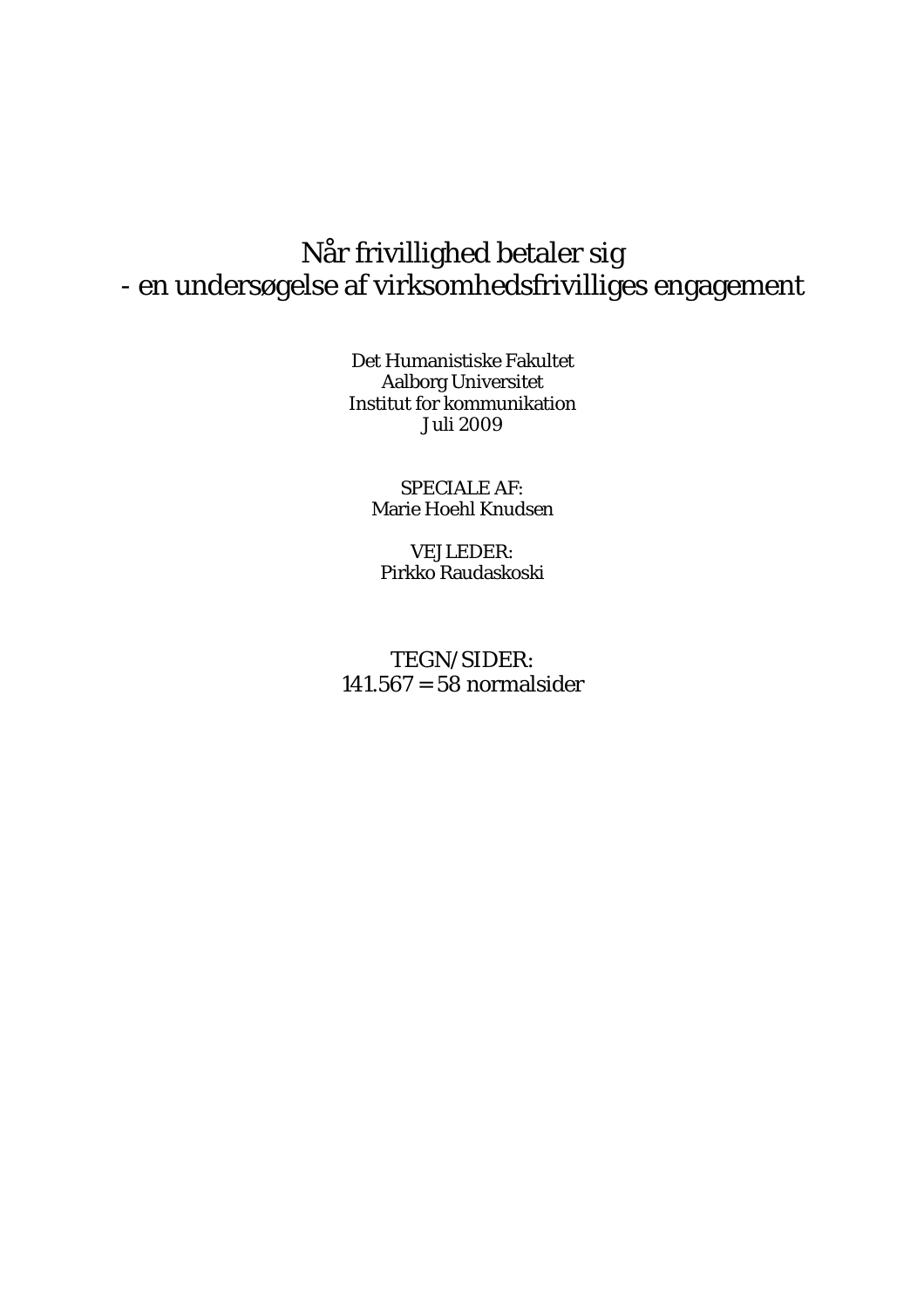# Når frivillighed betaler sig
# - en undersøgelse af virksomhedsfrivilliges engagement

Det Humanistiske Fakultet
Aalborg Universitet
Institut for kommunikation
Juli 2009

SPECIALE AF:
Marie Hoehl Knudsen

VEJLEDER:
Pirkko Raudaskoski

TEGN/SIDER:
141.567 = 58 normalsider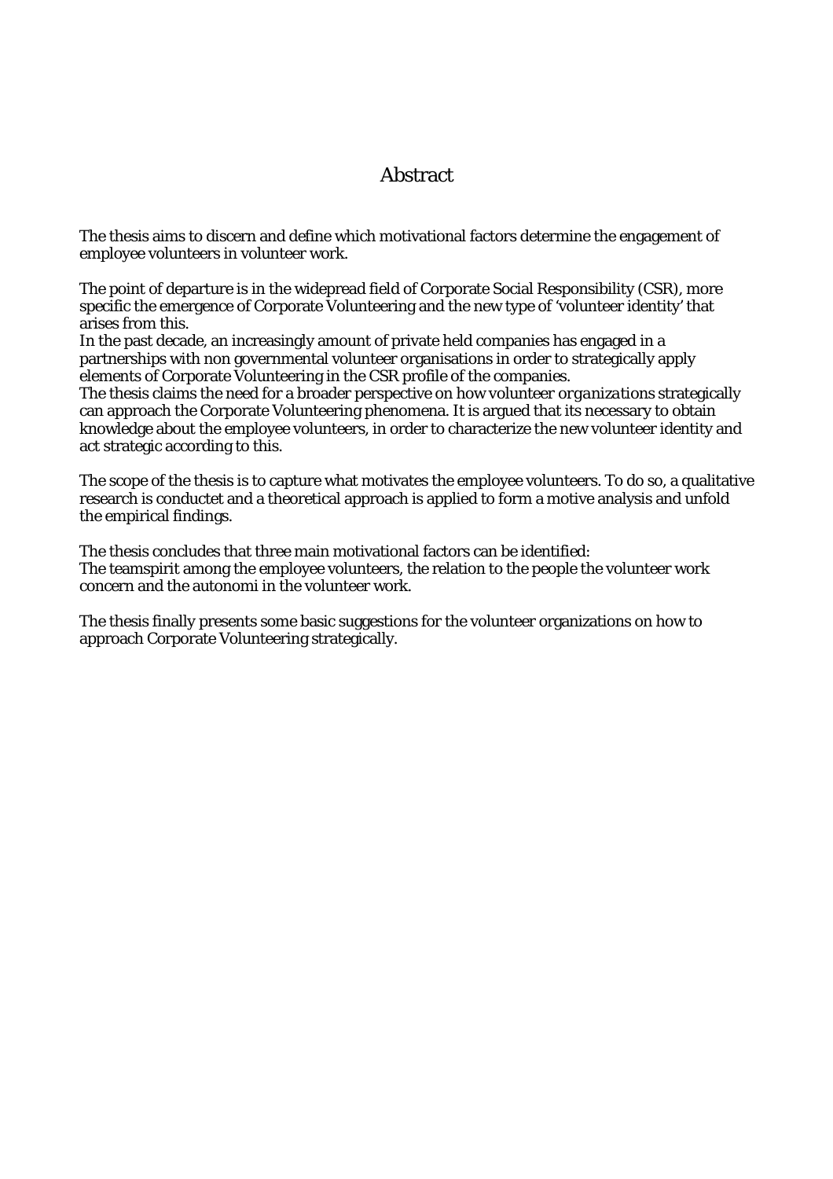# Abstract

The thesis aims to discern and define which motivational factors determine the engagement of employee volunteers in volunteer work.

The point of departure is in the widepread field of Corporate Social Responsibility (CSR), more specific the emergence of Corporate Volunteering and the new type of 'volunteer identity' that arises from this.
In the past decade, an increasingly amount of private held companies has engaged in a partnerships with non governmental volunteer organisations in order to strategically apply elements of Corporate Volunteering in the CSR profile of the companies.
The thesis claims the need for a broader perspective on how volunteer *organizations* strategically can approach the Corporate Volunteering phenomena. It is argued that its necessary to obtain knowledge about the employee volunteers, in order to characterize the new volunteer identity and act strategic according to this.

The scope of the thesis is to capture what motivates the employee volunteers. To do so, a qualitative research is conductet and a theoretical approach is applied to form a motive analysis and unfold the empirical findings.

The thesis concludes that three main motivational factors can be identified:
The teamspirit among the employee volunteers, the relation to the people the volunteer work concern and the autonomi in the volunteer work.

The thesis finally presents some basic suggestions for the volunteer organizations on how to approach Corporate Volunteering strategically.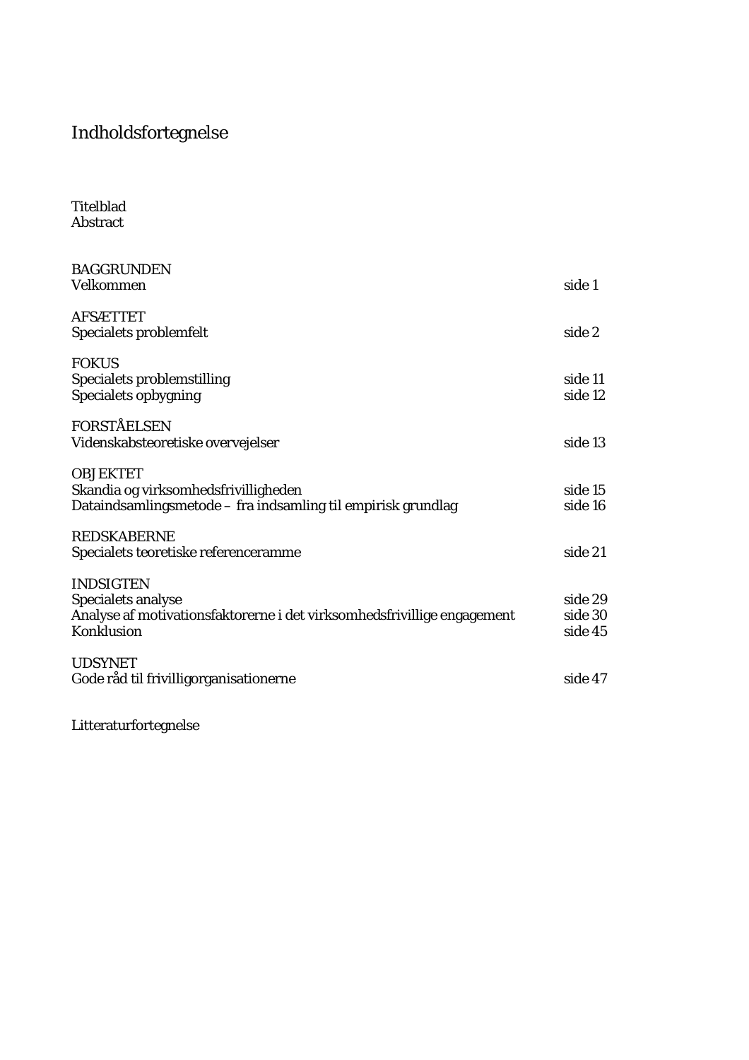# Indholdsfortegnelse

Titelblad
Abstract

| | |
|---|---|
| BAGGRUNDEN | |
| Velkommen | side 1 |
| AFSÆTTET | |
| Specialets problemfelt | side 2 |
| FOKUS | |
| Specialets problemstilling | side 11 |
| Specialets opbygning | side 12 |
| FORSTÅELSEN | |
| Videnskabsteoretiske overvejelser | side 13 |
| OBJEKTET | |
| Skandia og virksomhedsfrivilligheden | side 15 |
| Dataindsamlingsmetode – fra indsamling til empirisk grundlag | side 16 |
| REDSKABERNE | |
| Specialets teoretiske referenceramme | side 21 |
| INDSIGTEN | |
| Specialets analyse | side 29 |
| Analyse af motivationsfaktorerne i det virksomhedsfrivillige engagement | side 30 |
| Konklusion | side 45 |
| UDSYNET | |
| Gode råd til frivilligorganisationerne | side 47 |

Litteraturfortegnelse